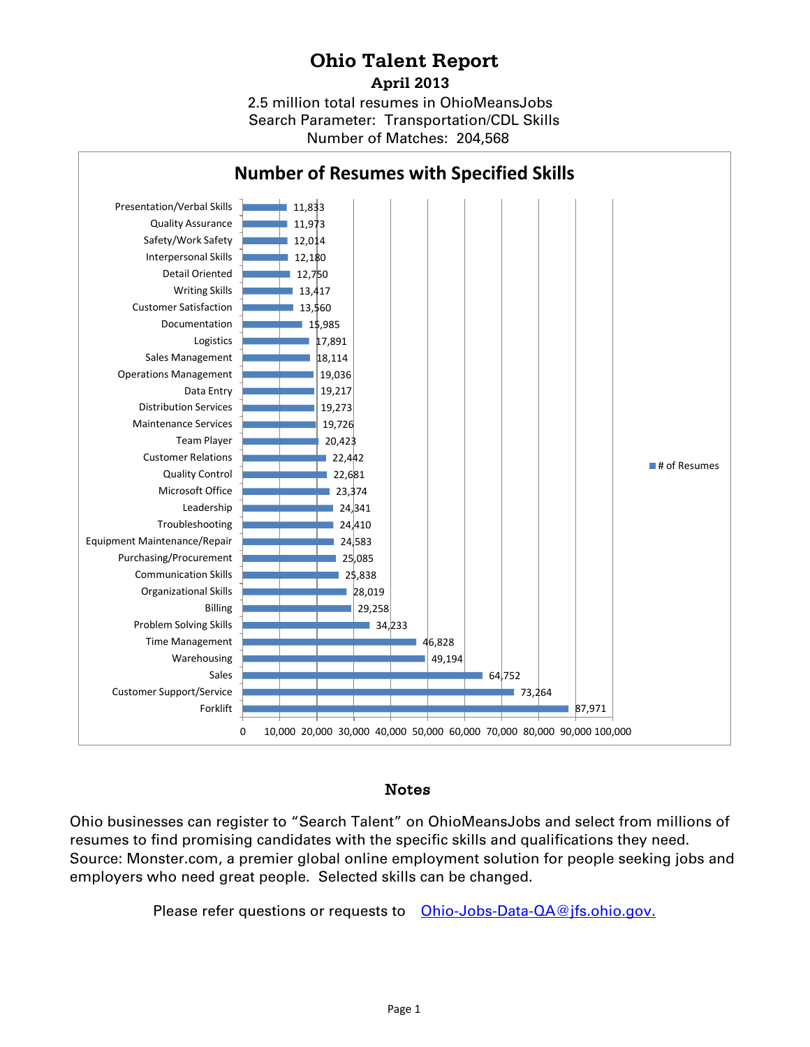# Ohio Talent Report

## April 2013

2.5 million total resumes in OhioMeansJobs
Search Parameter: Transportation/CDL Skills
Number of Matches: 204,568

### Number of Resumes with Specified Skills

| Skill | # of Resumes |
|---|---|
| Presentation/Verbal Skills | 11,833 |
| Quality Assurance | 11,973 |
| Safety/Work Safety | 12,014 |
| Interpersonal Skills | 12,180 |
| Detail Oriented | 12,750 |
| Writing Skills | 13,417 |
| Customer Satisfaction | 13,560 |
| Documentation | 15,985 |
| Logistics | 17,891 |
| Sales Management | 18,114 |
| Operations Management | 19,036 |
| Data Entry | 19,217 |
| Distribution Services | 19,273 |
| Maintenance Services | 19,726 |
| Team Player | 20,423 |
| Customer Relations | 22,442 |
| Quality Control | 22,681 |
| Microsoft Office | 23,374 |
| Leadership | 24,341 |
| Troubleshooting | 24,410 |
| Equipment Maintenance/Repair | 24,583 |
| Purchasing/Procurement | 25,085 |
| Communication Skills | 25,838 |
| Organizational Skills | 28,019 |
| Billing | 29,258 |
| Problem Solving Skills | 34,233 |
| Time Management | 46,828 |
| Warehousing | 49,194 |
| Sales | 64,752 |
| Customer Support/Service | 73,264 |
| Forklift | 87,971 |

## Notes

Ohio businesses can register to "Search Talent" on OhioMeansJobs and select from millions of resumes to find promising candidates with the specific skills and qualifications they need. Source: Monster.com, a premier global online employment solution for people seeking jobs and employers who need great people. Selected skills can be changed.

Please refer questions or requests to Ohio-Jobs-Data-QA@jfs.ohio.gov.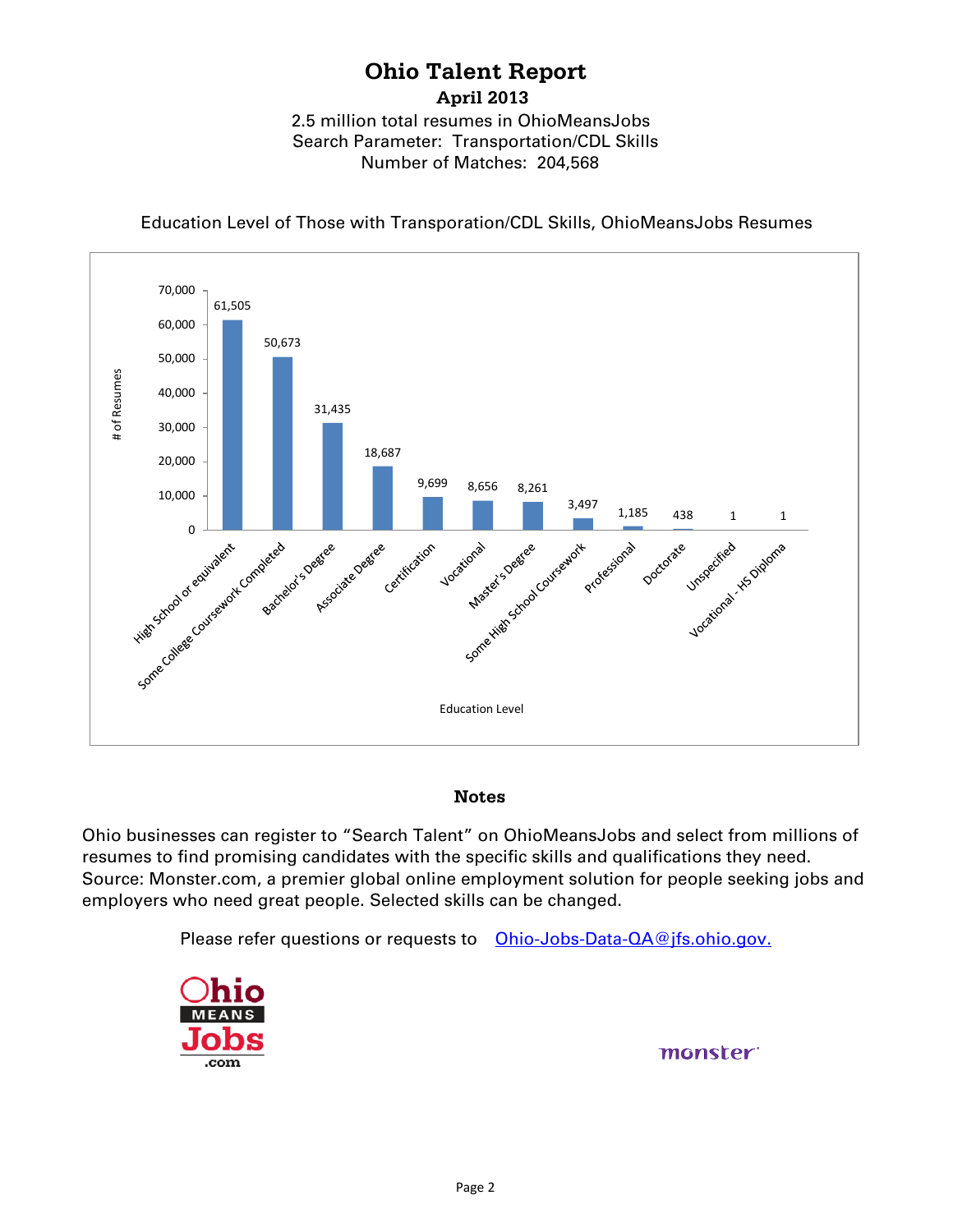# Ohio Talent Report

**April 2013**

2.5 million total resumes in OhioMeansJobs
Search Parameter: Transportation/CDL Skills
Number of Matches: 204,568

Education Level of Those with Transporation/CDL Skills, OhioMeansJobs Resumes

70,000
60,000
50,000
40,000
30,000
20,000
10,000
0

# of Resumes

61,505
50,673
31,435
18,687
9,699
8,656
8,261
3,497
1,185
438
1
1

High School or equivalent
Some College Coursework Completed
Bachelor's Degree
Associate Degree
Certification
Vocational
Master's Degree
Some High School Coursework
Professional
Doctorate
Unspecified
Vocational - HS Diploma

Education Level

## Notes

Ohio businesses can register to "Search Talent" on OhioMeansJobs and select from millions of resumes to find promising candidates with the specific skills and qualifications they need. Source: Monster.com, a premier global online employment solution for people seeking jobs and employers who need great people. Selected skills can be changed.

Please refer questions or requests to Ohio-Jobs-Data-QA@jfs.ohio.gov.

Ohio MEANS Jobs .com

monster